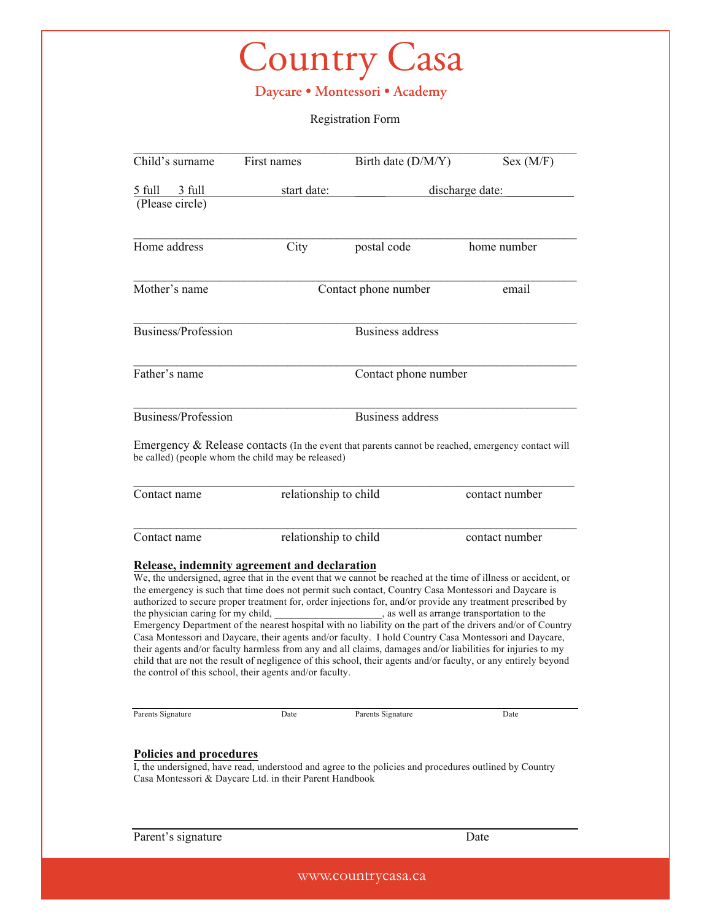# Country Casa

**Daycare • Montessori • Academy**

Registration Form

_______________________________________________________________________

Child's surname    First names    Birth date (D/M/Y)    Sex (M/F)

5 full    3 full    start date: _____    discharge date: ___________
(Please circle)

_______________________________________________________________________

Home address    City    postal code    home number

_______________________________________________________________________

Mother's name    Contact phone number    email

_______________________________________________________________________

Business/Profession    Business address

_______________________________________________________________________

Father's name    Contact phone number

_______________________________________________________________________

Business/Profession    Business address

Emergency & Release contacts (In the event that parents cannot be reached, emergency contact will be called) (people whom the child may be released)

_______________________________________________________________________

Contact name    relationship to child    contact number

_______________________________________________________________________

Contact name    relationship to child    contact number

**Release, indemnity agreement and declaration**

We, the undersigned, agree that in the event that we cannot be reached at the time of illness or accident, or the emergency is such that time does not permit such contact, Country Casa Montessori and Daycare is authorized to secure proper treatment for, order injections for, and/or provide any treatment prescribed by the physician caring for my child, ____________________, as well as arrange transportation to the Emergency Department of the nearest hospital with no liability on the part of the drivers and/or of Country Casa Montessori and Daycare, their agents and/or faculty. I hold Country Casa Montessori and Daycare, their agents and/or faculty harmless from any and all claims, damages and/or liabilities for injuries to my child that are not the result of negligence of this school, their agents and/or faculty, or any entirely beyond the control of this school, their agents and/or faculty.

_______________________________________________________________________

Parents Signature    Date    Parents Signature    Date

**Policies and procedures**

I, the undersigned, have read, understood and agree to the policies and procedures outlined by Country Casa Montessori & Daycare Ltd. in their Parent Handbook

_______________________________________________________________________

Parent's signature    Date

www.countrycasa.ca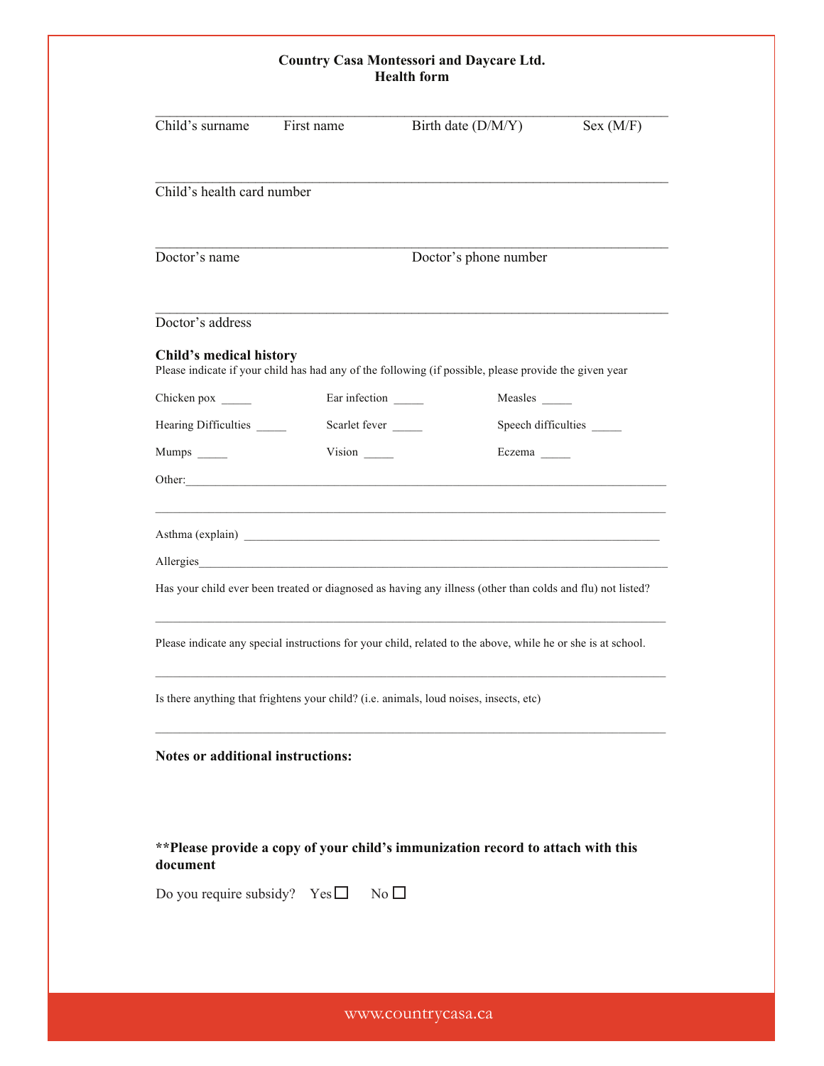**Country Casa Montessori and Daycare Ltd.**
**Health form**

_______________________________________________________________

Child's surname  First name  Birth date (D/M/Y)  Sex (M/F)

_______________________________________________________________

Child's health card number

_______________________________________________________________

Doctor's name  Doctor's phone number

_______________________________________________________________

Doctor's address

**Child's medical history**

Please indicate if your child has had any of the following (if possible, please provide the given year

| | | |
|---|---|---|
| Chicken pox _____ | Ear infection _____ | Measles _____ |
| Hearing Difficulties _____ | Scarlet fever _____ | Speech difficulties _____ |
| Mumps _____ | Vision _____ | Eczema _____ |

Other:_______________________________________________________________

_______________________________________________________________

Asthma (explain) _______________________________________________________________

Allergies_______________________________________________________________

Has your child ever been treated or diagnosed as having any illness (other than colds and flu) not listed?

_______________________________________________________________

Please indicate any special instructions for your child, related to the above, while he or she is at school.

_______________________________________________________________

Is there anything that frightens your child? (i.e. animals, loud noises, insects, etc)

_______________________________________________________________

**Notes or additional instructions:**

**\*\*Please provide a copy of your child's immunization record to attach with this document**

Do you require subsidy? Yes ☐ No ☐

www.countrycasa.ca